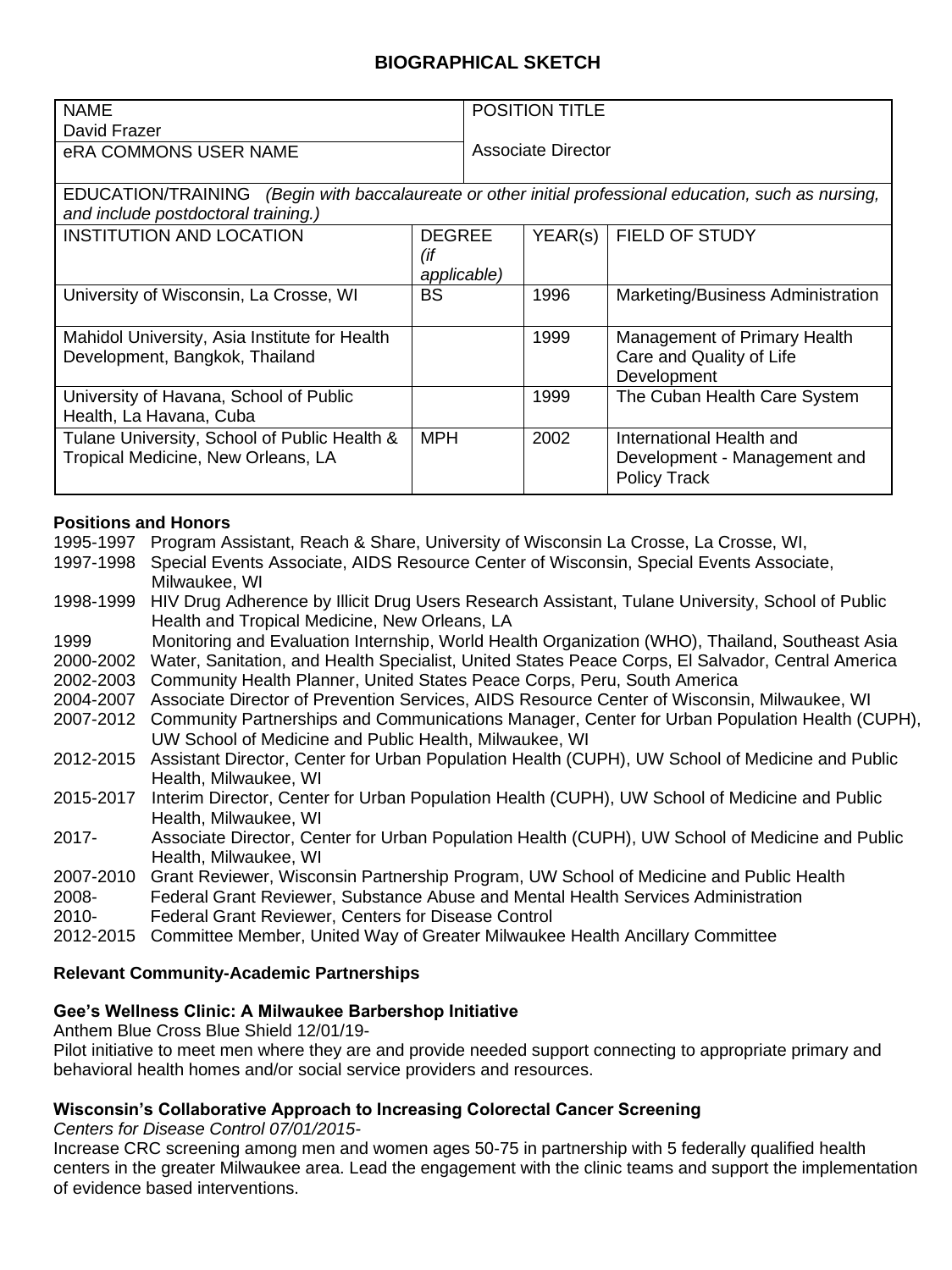# BIOGRAPHICAL SKETCH

| NAME<br>David Frazer | POSITION TITLE |
|---|---|
| eRA COMMONS USER NAME | Associate Director |

EDUCATION/TRAINING *(Begin with baccalaureate or other initial professional education, such as nursing, and include postdoctoral training.)*

| INSTITUTION AND LOCATION | DEGREE *(if applicable)* | YEAR(s) | FIELD OF STUDY |
|---|---|---|---|
| University of Wisconsin, La Crosse, WI | BS | 1996 | Marketing/Business Administration |
| Mahidol University, Asia Institute for Health Development, Bangkok, Thailand | | 1999 | Management of Primary Health Care and Quality of Life Development |
| University of Havana, School of Public Health, La Havana, Cuba | | 1999 | The Cuban Health Care System |
| Tulane University, School of Public Health & Tropical Medicine, New Orleans, LA | MPH | 2002 | International Health and Development - Management and Policy Track |

### Positions and Honors

- 1995-1997 Program Assistant, Reach & Share, University of Wisconsin La Crosse, La Crosse, WI,
- 1997-1998 Special Events Associate, AIDS Resource Center of Wisconsin, Special Events Associate, Milwaukee, WI
- 1998-1999 HIV Drug Adherence by Illicit Drug Users Research Assistant, Tulane University, School of Public Health and Tropical Medicine, New Orleans, LA
- 1999 Monitoring and Evaluation Internship, World Health Organization (WHO), Thailand, Southeast Asia
- 2000-2002 Water, Sanitation, and Health Specialist, United States Peace Corps, El Salvador, Central America
- 2002-2003 Community Health Planner, United States Peace Corps, Peru, South America
- 2004-2007 Associate Director of Prevention Services, AIDS Resource Center of Wisconsin, Milwaukee, WI
- 2007-2012 Community Partnerships and Communications Manager, Center for Urban Population Health (CUPH), UW School of Medicine and Public Health, Milwaukee, WI
- 2012-2015 Assistant Director, Center for Urban Population Health (CUPH), UW School of Medicine and Public Health, Milwaukee, WI
- 2015-2017 Interim Director, Center for Urban Population Health (CUPH), UW School of Medicine and Public Health, Milwaukee, WI
- 2017- Associate Director, Center for Urban Population Health (CUPH), UW School of Medicine and Public Health, Milwaukee, WI
- 2007-2010 Grant Reviewer, Wisconsin Partnership Program, UW School of Medicine and Public Health
- 2008- Federal Grant Reviewer, Substance Abuse and Mental Health Services Administration
- 2010- Federal Grant Reviewer, Centers for Disease Control
- 2012-2015 Committee Member, United Way of Greater Milwaukee Health Ancillary Committee

### Relevant Community-Academic Partnerships

**Gee's Wellness Clinic: A Milwaukee Barbershop Initiative**
Anthem Blue Cross Blue Shield 12/01/19-
Pilot initiative to meet men where they are and provide needed support connecting to appropriate primary and behavioral health homes and/or social service providers and resources.

**Wisconsin's Collaborative Approach to Increasing Colorectal Cancer Screening**
*Centers for Disease Control 07/01/2015-*
Increase CRC screening among men and women ages 50-75 in partnership with 5 federally qualified health centers in the greater Milwaukee area. Lead the engagement with the clinic teams and support the implementation of evidence based interventions.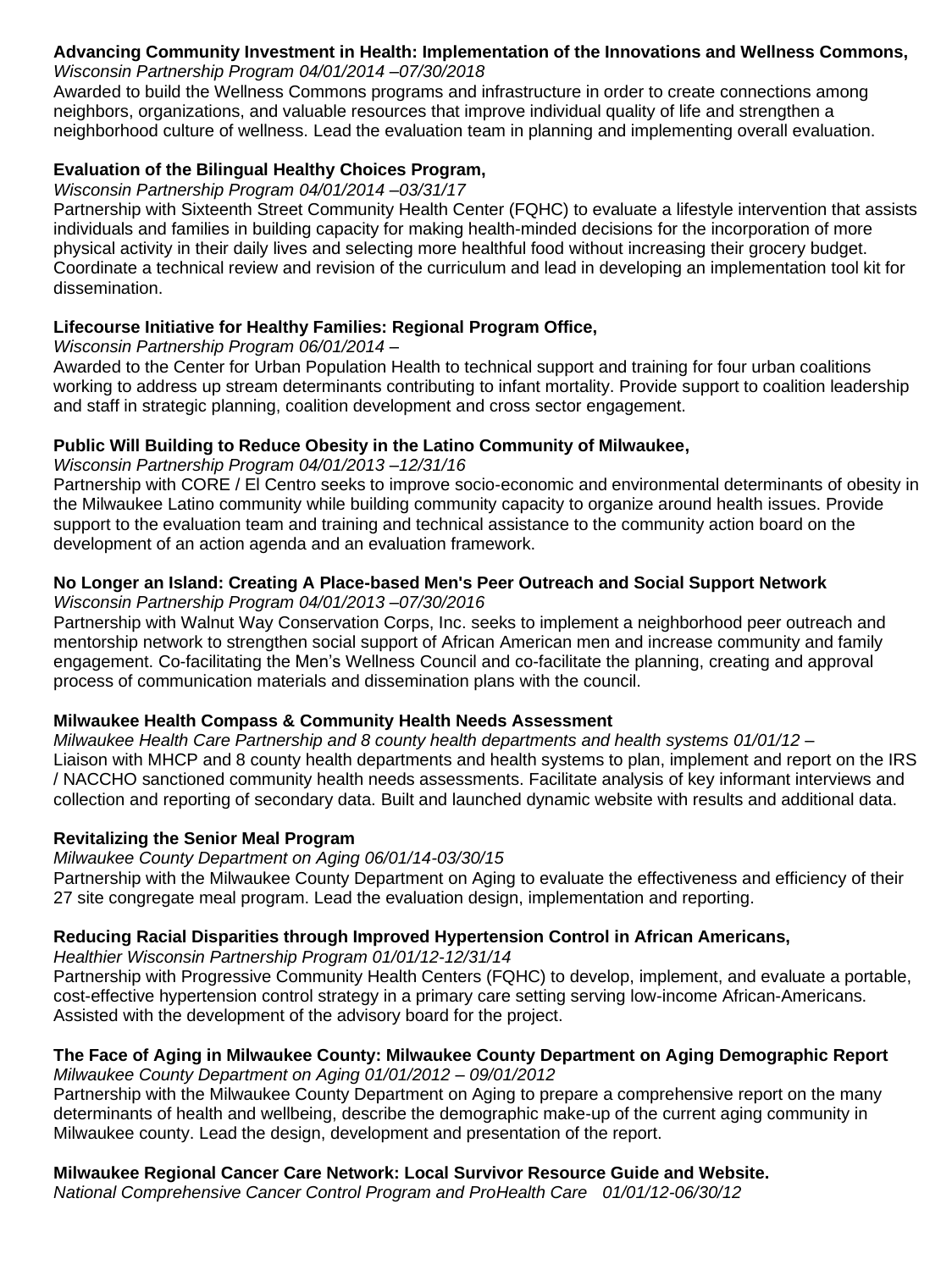**Advancing Community Investment in Health: Implementation of the Innovations and Wellness Commons,**
*Wisconsin Partnership Program 04/01/2014 –07/30/2018*
Awarded to build the Wellness Commons programs and infrastructure in order to create connections among neighbors, organizations, and valuable resources that improve individual quality of life and strengthen a neighborhood culture of wellness. Lead the evaluation team in planning and implementing overall evaluation.

**Evaluation of the Bilingual Healthy Choices Program,**
*Wisconsin Partnership Program 04/01/2014 –03/31/17*
Partnership with Sixteenth Street Community Health Center (FQHC) to evaluate a lifestyle intervention that assists individuals and families in building capacity for making health-minded decisions for the incorporation of more physical activity in their daily lives and selecting more healthful food without increasing their grocery budget. Coordinate a technical review and revision of the curriculum and lead in developing an implementation tool kit for dissemination.

**Lifecourse Initiative for Healthy Families: Regional Program Office,**
*Wisconsin Partnership Program 06/01/2014 –*
Awarded to the Center for Urban Population Health to technical support and training for four urban coalitions working to address up stream determinants contributing to infant mortality. Provide support to coalition leadership and staff in strategic planning, coalition development and cross sector engagement.

**Public Will Building to Reduce Obesity in the Latino Community of Milwaukee,**
*Wisconsin Partnership Program 04/01/2013 –12/31/16*
Partnership with CORE / El Centro seeks to improve socio-economic and environmental determinants of obesity in the Milwaukee Latino community while building community capacity to organize around health issues. Provide support to the evaluation team and training and technical assistance to the community action board on the development of an action agenda and an evaluation framework.

**No Longer an Island: Creating A Place-based Men's Peer Outreach and Social Support Network**
*Wisconsin Partnership Program 04/01/2013 –07/30/2016*
Partnership with Walnut Way Conservation Corps, Inc. seeks to implement a neighborhood peer outreach and mentorship network to strengthen social support of African American men and increase community and family engagement. Co-facilitating the Men's Wellness Council and co-facilitate the planning, creating and approval process of communication materials and dissemination plans with the council.

**Milwaukee Health Compass & Community Health Needs Assessment**
*Milwaukee Health Care Partnership and 8 county health departments and health systems 01/01/12 –*
Liaison with MHCP and 8 county health departments and health systems to plan, implement and report on the IRS / NACCHO sanctioned community health needs assessments. Facilitate analysis of key informant interviews and collection and reporting of secondary data. Built and launched dynamic website with results and additional data.

**Revitalizing the Senior Meal Program**
*Milwaukee County Department on Aging 06/01/14-03/30/15*
Partnership with the Milwaukee County Department on Aging to evaluate the effectiveness and efficiency of their 27 site congregate meal program. Lead the evaluation design, implementation and reporting.

**Reducing Racial Disparities through Improved Hypertension Control in African Americans,**
*Healthier Wisconsin Partnership Program 01/01/12-12/31/14*
Partnership with Progressive Community Health Centers (FQHC) to develop, implement, and evaluate a portable, cost-effective hypertension control strategy in a primary care setting serving low-income African-Americans. Assisted with the development of the advisory board for the project.

**The Face of Aging in Milwaukee County: Milwaukee County Department on Aging Demographic Report**
*Milwaukee County Department on Aging 01/01/2012 – 09/01/2012*
Partnership with the Milwaukee County Department on Aging to prepare a comprehensive report on the many determinants of health and wellbeing, describe the demographic make-up of the current aging community in Milwaukee county. Lead the design, development and presentation of the report.

**Milwaukee Regional Cancer Care Network: Local Survivor Resource Guide and Website.**
*National Comprehensive Cancer Control Program and ProHealth Care 01/01/12-06/30/12*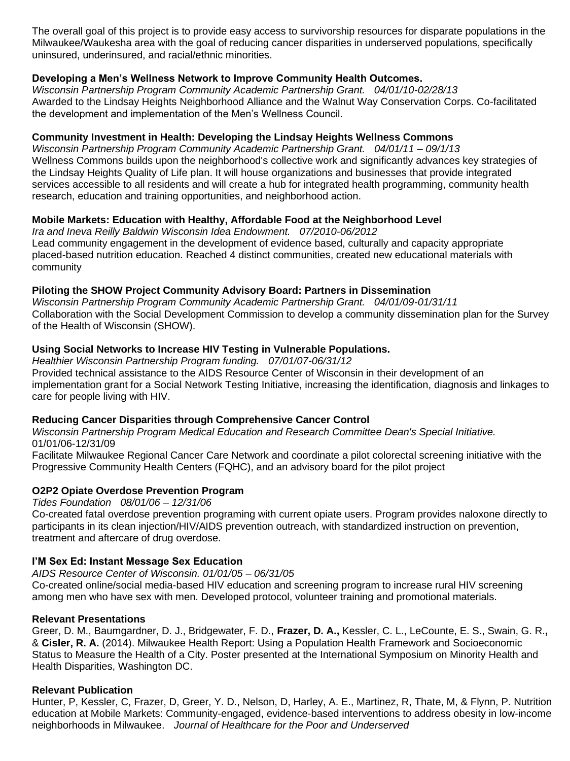The overall goal of this project is to provide easy access to survivorship resources for disparate populations in the Milwaukee/Waukesha area with the goal of reducing cancer disparities in underserved populations, specifically uninsured, underinsured, and racial/ethnic minorities.

**Developing a Men's Wellness Network to Improve Community Health Outcomes.**
*Wisconsin Partnership Program Community Academic Partnership Grant. 04/01/10-02/28/13*
Awarded to the Lindsay Heights Neighborhood Alliance and the Walnut Way Conservation Corps. Co-facilitated the development and implementation of the Men's Wellness Council.

**Community Investment in Health: Developing the Lindsay Heights Wellness Commons**
*Wisconsin Partnership Program Community Academic Partnership Grant. 04/01/11 – 09/1/13*
Wellness Commons builds upon the neighborhood's collective work and significantly advances key strategies of the Lindsay Heights Quality of Life plan. It will house organizations and businesses that provide integrated services accessible to all residents and will create a hub for integrated health programming, community health research, education and training opportunities, and neighborhood action.

**Mobile Markets: Education with Healthy, Affordable Food at the Neighborhood Level**
*Ira and Ineva Reilly Baldwin Wisconsin Idea Endowment. 07/2010-06/2012*
Lead community engagement in the development of evidence based, culturally and capacity appropriate placed-based nutrition education. Reached 4 distinct communities, created new educational materials with community

**Piloting the SHOW Project Community Advisory Board: Partners in Dissemination**
*Wisconsin Partnership Program Community Academic Partnership Grant. 04/01/09-01/31/11*
Collaboration with the Social Development Commission to develop a community dissemination plan for the Survey of the Health of Wisconsin (SHOW).

**Using Social Networks to Increase HIV Testing in Vulnerable Populations.**
*Healthier Wisconsin Partnership Program funding. 07/01/07-06/31/12*
Provided technical assistance to the AIDS Resource Center of Wisconsin in their development of an implementation grant for a Social Network Testing Initiative, increasing the identification, diagnosis and linkages to care for people living with HIV.

**Reducing Cancer Disparities through Comprehensive Cancer Control**
*Wisconsin Partnership Program Medical Education and Research Committee Dean's Special Initiative.*
01/01/06-12/31/09
Facilitate Milwaukee Regional Cancer Care Network and coordinate a pilot colorectal screening initiative with the Progressive Community Health Centers (FQHC), and an advisory board for the pilot project

**O2P2 Opiate Overdose Prevention Program**
*Tides Foundation 08/01/06 – 12/31/06*
Co-created fatal overdose prevention programing with current opiate users. Program provides naloxone directly to participants in its clean injection/HIV/AIDS prevention outreach, with standardized instruction on prevention, treatment and aftercare of drug overdose.

**I'M Sex Ed: Instant Message Sex Education**
*AIDS Resource Center of Wisconsin. 01/01/05 – 06/31/05*
Co-created online/social media-based HIV education and screening program to increase rural HIV screening among men who have sex with men. Developed protocol, volunteer training and promotional materials.

**Relevant Presentations**
Greer, D. M., Baumgardner, D. J., Bridgewater, F. D., **Frazer, D. A.,** Kessler, C. L., LeCounte, E. S., Swain, G. R.**,** & **Cisler, R. A.** (2014). Milwaukee Health Report: Using a Population Health Framework and Socioeconomic Status to Measure the Health of a City. Poster presented at the International Symposium on Minority Health and Health Disparities, Washington DC.

**Relevant Publication**
Hunter, P, Kessler, C, Frazer, D, Greer, Y. D., Nelson, D, Harley, A. E., Martinez, R, Thate, M, & Flynn, P. Nutrition education at Mobile Markets: Community-engaged, evidence-based interventions to address obesity in low-income neighborhoods in Milwaukee. *Journal of Healthcare for the Poor and Underserved*